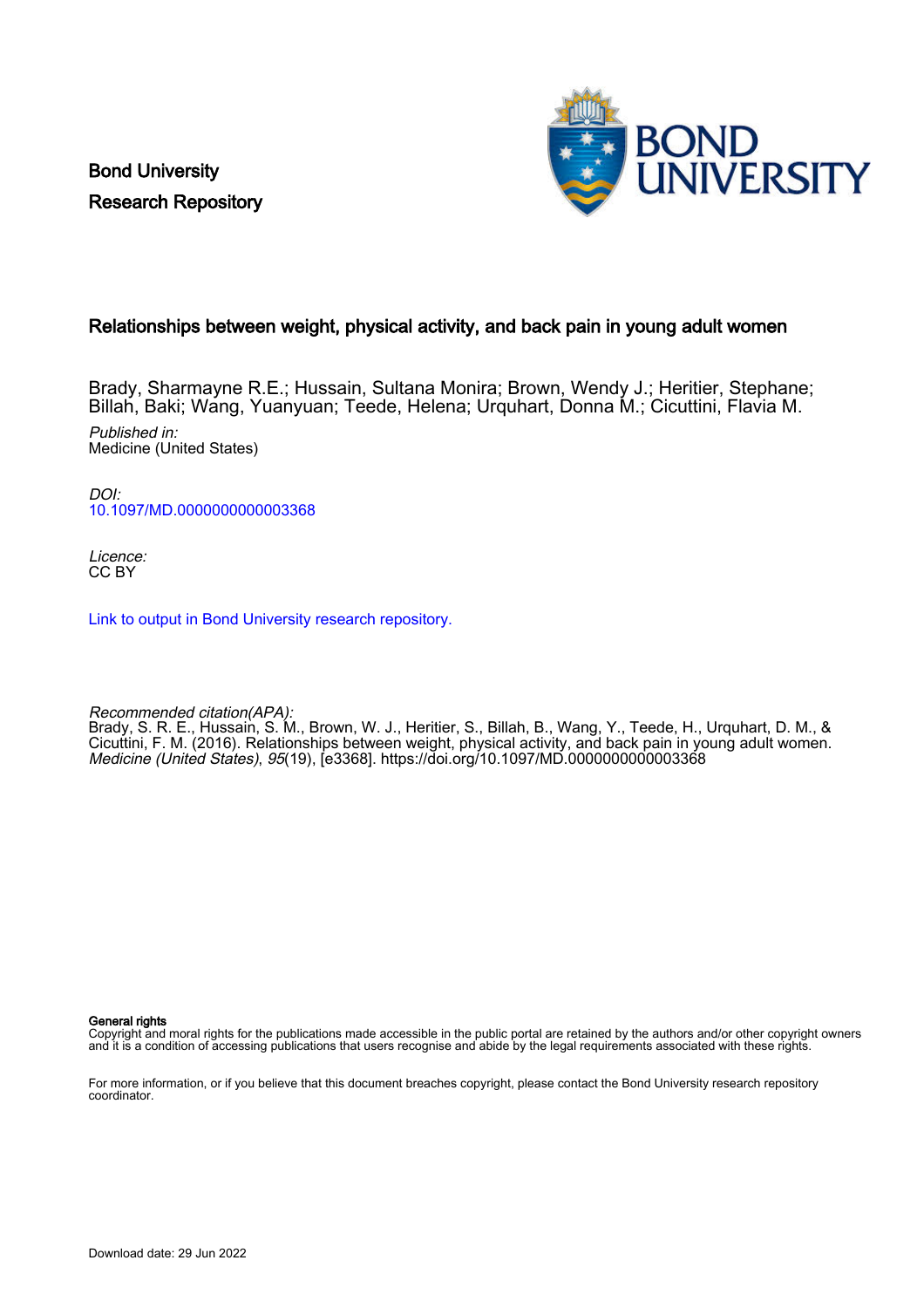Bond University
Research Repository

## Relationships between weight, physical activity, and back pain in young adult women

Brady, Sharmayne R.E.; Hussain, Sultana Monira; Brown, Wendy J.; Heritier, Stephane; Billah, Baki; Wang, Yuanyuan; Teede, Helena; Urquhart, Donna M.; Cicuttini, Flavia M.

*Published in:*
Medicine (United States)

*DOI:*
10.1097/MD.0000000000003368

*Licence:*
CC BY

Link to output in Bond University research repository.

*Recommended citation(APA):*
Brady, S. R. E., Hussain, S. M., Brown, W. J., Heritier, S., Billah, B., Wang, Y., Teede, H., Urquhart, D. M., & Cicuttini, F. M. (2016). Relationships between weight, physical activity, and back pain in young adult women. *Medicine (United States)*, *95*(19), [e3368]. https://doi.org/10.1097/MD.0000000000003368

**General rights**
Copyright and moral rights for the publications made accessible in the public portal are retained by the authors and/or other copyright owners and it is a condition of accessing publications that users recognise and abide by the legal requirements associated with these rights.

For more information, or if you believe that this document breaches copyright, please contact the Bond University research repository coordinator.

Download date: 29 Jun 2022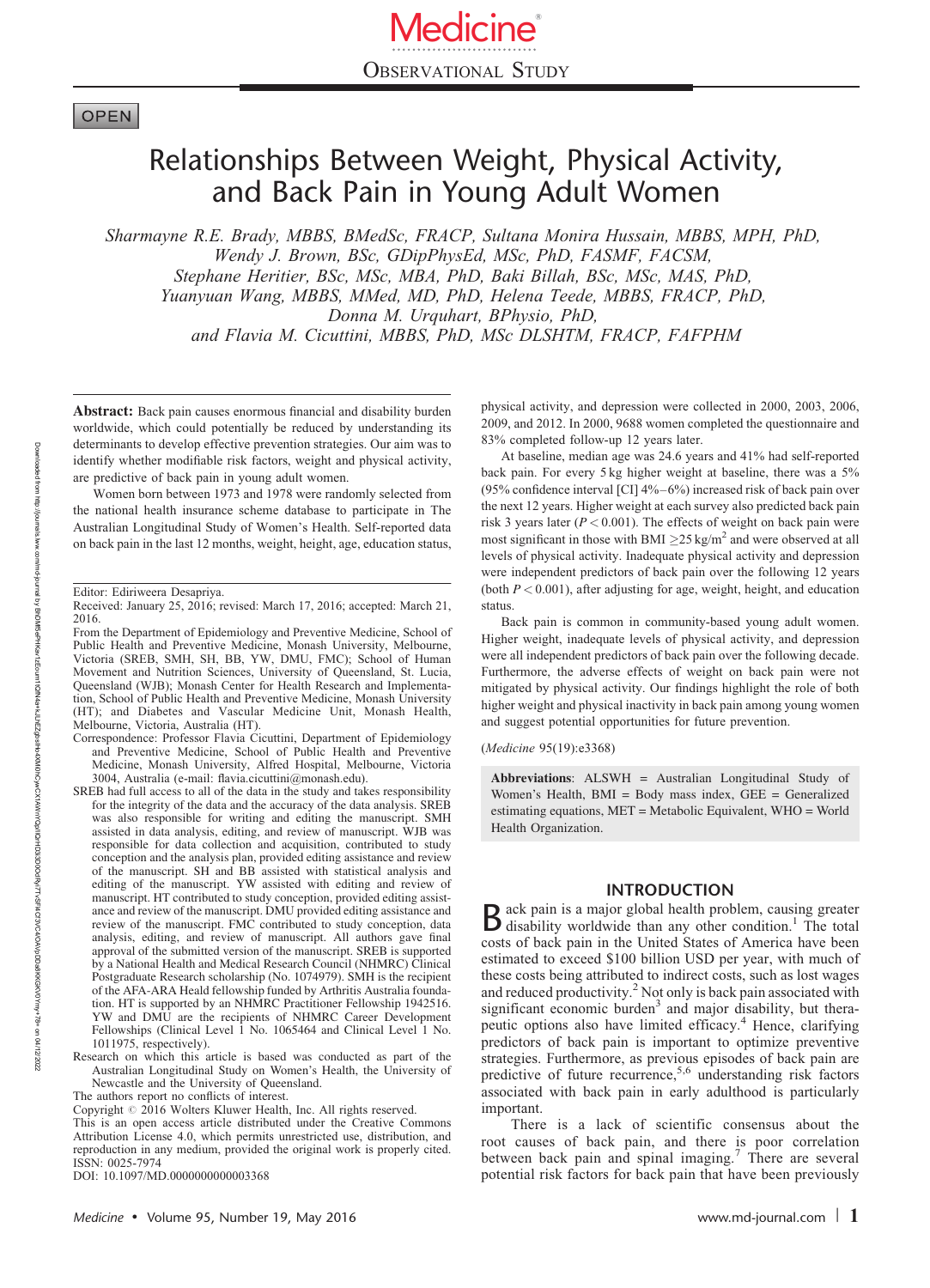# Relationships Between Weight, Physical Activity, and Back Pain in Young Adult Women

*Sharmayne R.E. Brady, MBBS, BMedSc, FRACP, Sultana Monira Hussain, MBBS, MPH, PhD, Wendy J. Brown, BSc, GDipPhysEd, MSc, PhD, FASMF, FACSM, Stephane Heritier, BSc, MSc, MBA, PhD, Baki Billah, BSc, MSc, MAS, PhD, Yuanyuan Wang, MBBS, MMed, MD, PhD, Helena Teede, MBBS, FRACP, PhD, Donna M. Urquhart, BPhysio, PhD, and Flavia M. Cicuttini, MBBS, PhD, MSc DLSHTM, FRACP, FAFPHM*

**Abstract:** Back pain causes enormous financial and disability burden worldwide, which could potentially be reduced by understanding its determinants to develop effective prevention strategies. Our aim was to identify whether modifiable risk factors, weight and physical activity, are predictive of back pain in young adult women.

Women born between 1973 and 1978 were randomly selected from the national health insurance scheme database to participate in The Australian Longitudinal Study of Women's Health. Self-reported data on back pain in the last 12 months, weight, height, age, education status, physical activity, and depression were collected in 2000, 2003, 2006, 2009, and 2012. In 2000, 9688 women completed the questionnaire and 83% completed follow-up 12 years later.

At baseline, median age was 24.6 years and 41% had self-reported back pain. For every 5 kg higher weight at baseline, there was a 5% (95% confidence interval [CI] 4%–6%) increased risk of back pain over the next 12 years. Higher weight at each survey also predicted back pain risk 3 years later ($P < 0.001$). The effects of weight on back pain were most significant in those with BMI $\geq 25\ kg/m^2$ and were observed at all levels of physical activity. Inadequate physical activity and depression were independent predictors of back pain over the following 12 years (both $P < 0.001$), after adjusting for age, weight, height, and education status.

Back pain is common in community-based young adult women. Higher weight, inadequate levels of physical activity, and depression were all independent predictors of back pain over the following decade. Furthermore, the adverse effects of weight on back pain were not mitigated by physical activity. Our findings highlight the role of both higher weight and physical inactivity in back pain among young women and suggest potential opportunities for future prevention.

(*Medicine* 95(19):e3368)

**Abbreviations**: ALSWH = Australian Longitudinal Study of Women's Health, BMI = Body mass index, GEE = Generalized estimating equations, MET = Metabolic Equivalent, WHO = World Health Organization.

Editor: Ediriweera Desapriya.

Received: January 25, 2016; revised: March 17, 2016; accepted: March 21, 2016.

From the Department of Epidemiology and Preventive Medicine, School of Public Health and Preventive Medicine, Monash University, Melbourne, Victoria (SREB, SMH, SH, BB, YW, DMU, FMC); School of Human Movement and Nutrition Sciences, University of Queensland, St. Lucia, Queensland (WJB); Monash Center for Health Research and Implementation, School of Public Health and Preventive Medicine, Monash University (HT); and Diabetes and Vascular Medicine Unit, Monash Health, Melbourne, Victoria, Australia (HT).

Correspondence: Professor Flavia Cicuttini, Department of Epidemiology and Preventive Medicine, School of Public Health and Preventive Medicine, Monash University, Alfred Hospital, Melbourne, Victoria 3004, Australia (e-mail: flavia.cicuttini@monash.edu).

SREB had full access to all of the data in the study and takes responsibility for the integrity of the data and the accuracy of the data analysis. SREB was also responsible for writing and editing the manuscript. SMH assisted in data analysis, editing, and review of manuscript. WJB was responsible for data collection and acquisition, contributed to study conception and the analysis plan, provided editing assistance and review of the manuscript. SH and BB assisted with statistical analysis and editing of the manuscript. YW assisted with editing and review of manuscript. HT contributed to study conception, provided editing assistance and review of the manuscript. DMU provided editing assistance and review of the manuscript. FMC contributed to study conception, data analysis, editing, and review of manuscript. All authors gave final approval of the submitted version of the manuscript. SREB is supported by a National Health and Medical Research Council (NHMRC) Clinical Postgraduate Research scholarship (No. 1074979). SMH is the recipient of the AFA-ARA Heald fellowship funded by Arthritis Australia foundation. HT is supported by an NHMRC Practitioner Fellowship 1942516. YW and DMU are the recipients of NHMRC Career Development Fellowships (Clinical Level 1 No. 1065464 and Clinical Level 1 No. 1011975, respectively).

Research on which this article is based was conducted as part of the Australian Longitudinal Study on Women's Health, the University of Newcastle and the University of Queensland.

The authors report no conflicts of interest.

Copyright © 2016 Wolters Kluwer Health, Inc. All rights reserved.

This is an open access article distributed under the Creative Commons Attribution License 4.0, which permits unrestricted use, distribution, and reproduction in any medium, provided the original work is properly cited.

ISSN: 0025-7974

DOI: 10.1097/MD.0000000000003368

## INTRODUCTION

Back pain is a major global health problem, causing greater disability worldwide than any other condition.[1] The total costs of back pain in the United States of America have been estimated to exceed \$100 billion USD per year, with much of these costs being attributed to indirect costs, such as lost wages and reduced productivity.[2] Not only is back pain associated with significant economic burden[3] and major disability, but therapeutic options also have limited efficacy.[4] Hence, clarifying predictors of back pain is important to optimize preventive strategies. Furthermore, as previous episodes of back pain are predictive of future recurrence,[5,6] understanding risk factors associated with back pain in early adulthood is particularly important.

There is a lack of scientific consensus about the root causes of back pain, and there is poor correlation between back pain and spinal imaging.[7] There are several potential risk factors for back pain that have been previously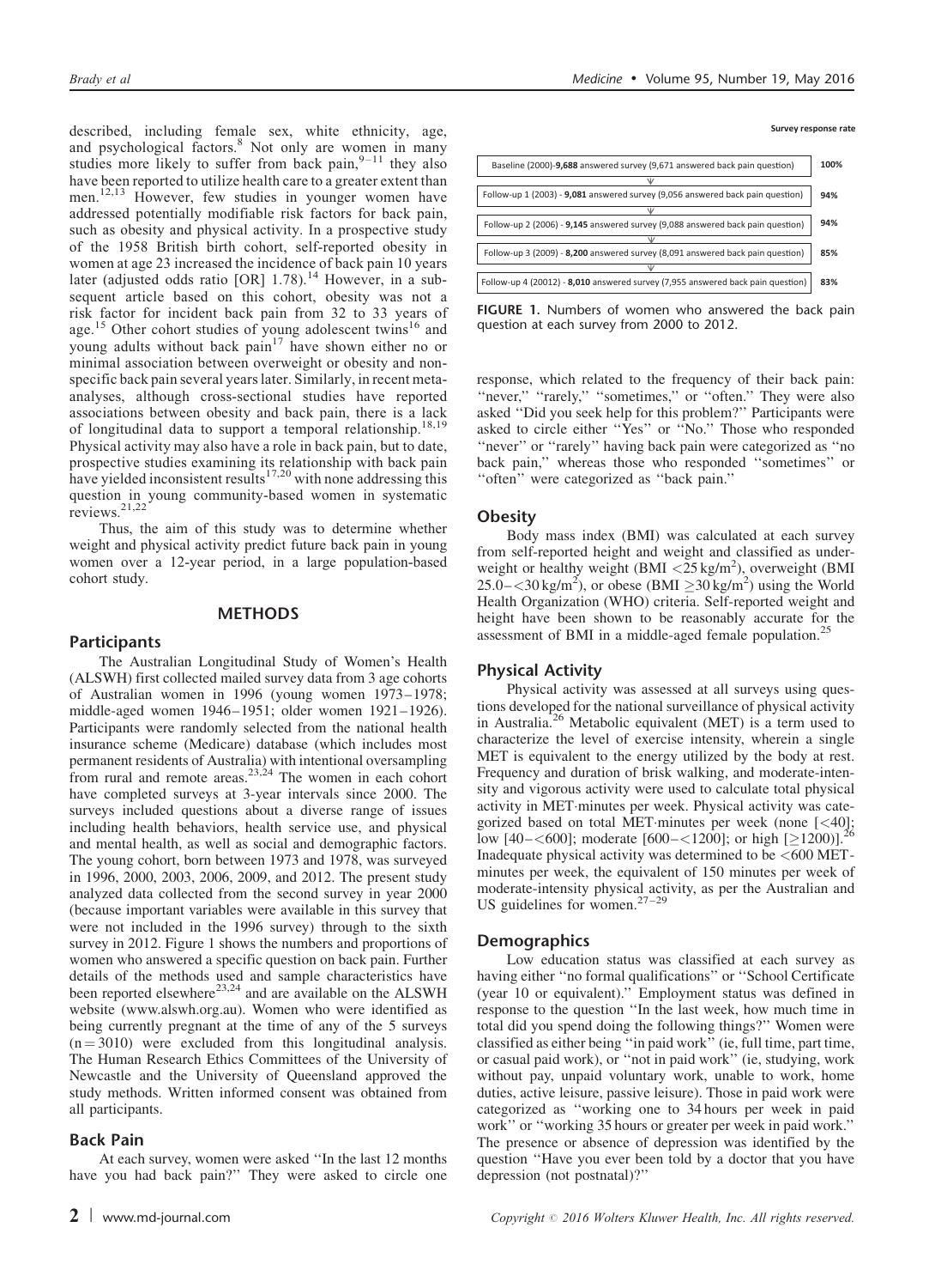described, including female sex, white ethnicity, age, and psychological factors.[8] Not only are women in many studies more likely to suffer from back pain,[9–11] they also have been reported to utilize health care to a greater extent than men.[12,13] However, few studies in younger women have addressed potentially modifiable risk factors for back pain, such as obesity and physical activity. In a prospective study of the 1958 British birth cohort, self-reported obesity in women at age 23 increased the incidence of back pain 10 years later (adjusted odds ratio [OR] 1.78).[14] However, in a subsequent article based on this cohort, obesity was not a risk factor for incident back pain from 32 to 33 years of age.[15] Other cohort studies of young adolescent twins[16] and young adults without back pain[17] have shown either no or minimal association between overweight or obesity and nonspecific back pain several years later. Similarly, in recent meta-analyses, although cross-sectional studies have reported associations between obesity and back pain, there is a lack of longitudinal data to support a temporal relationship.[18,19] Physical activity may also have a role in back pain, but to date, prospective studies examining its relationship with back pain have yielded inconsistent results[17,20] with none addressing this question in young community-based women in systematic reviews.[21,22]

Thus, the aim of this study was to determine whether weight and physical activity predict future back pain in young women over a 12-year period, in a large population-based cohort study.

## METHODS

### Participants

The Australian Longitudinal Study of Women's Health (ALSWH) first collected mailed survey data from 3 age cohorts of Australian women in 1996 (young women 1973–1978; middle-aged women 1946–1951; older women 1921–1926). Participants were randomly selected from the national health insurance scheme (Medicare) database (which includes most permanent residents of Australia) with intentional oversampling from rural and remote areas.[23,24] The women in each cohort have completed surveys at 3-year intervals since 2000. The surveys included questions about a diverse range of issues including health behaviors, health service use, and physical and mental health, as well as social and demographic factors. The young cohort, born between 1973 and 1978, was surveyed in 1996, 2000, 2003, 2006, 2009, and 2012. The present study analyzed data collected from the second survey in year 2000 (because important variables were available in this survey that were not included in the 1996 survey) through to the sixth survey in 2012. Figure 1 shows the numbers and proportions of women who answered a specific question on back pain. Further details of the methods used and sample characteristics have been reported elsewhere[23,24] and are available on the ALSWH website (www.alswh.org.au). Women who were identified as being currently pregnant at the time of any of the 5 surveys (n = 3010) were excluded from this longitudinal analysis. The Human Research Ethics Committees of the University of Newcastle and the University of Queensland approved the study methods. Written informed consent was obtained from all participants.

### Back Pain

At each survey, women were asked "In the last 12 months have you had back pain?" They were asked to circle one response, which related to the frequency of their back pain: "never," "rarely," "sometimes," or "often." They were also asked "Did you seek help for this problem?" Participants were asked to circle either "Yes" or "No." Those who responded "never" or "rarely" having back pain were categorized as "no back pain," whereas those who responded "sometimes" or "often" were categorized as "back pain."

| | Survey response rate |
|---|---|
| Baseline (2000)-**9,688** answered survey (9,671 answered back pain question) | 100% |
| Follow-up 1 (2003) - **9,081** answered survey (9,056 answered back pain question) | 94% |
| Follow-up 2 (2006) - **9,145** answered survey (9,088 answered back pain question) | 94% |
| Follow-up 3 (2009) - **8,200** answered survey (8,091 answered back pain question) | 85% |
| Follow-up 4 (20012) - **8,010** answered survey (7,955 answered back pain question) | 83% |

**FIGURE 1.** Numbers of women who answered the back pain question at each survey from 2000 to 2012.

### Obesity

Body mass index (BMI) was calculated at each survey from self-reported height and weight and classified as underweight or healthy weight (BMI $<25\,kg/m^2$), overweight (BMI $25.0–<30\,kg/m^2$), or obese (BMI $\geq 30\,kg/m^2$) using the World Health Organization (WHO) criteria. Self-reported weight and height have been shown to be reasonably accurate for the assessment of BMI in a middle-aged female population.[25]

### Physical Activity

Physical activity was assessed at all surveys using questions developed for the national surveillance of physical activity in Australia.[26] Metabolic equivalent (MET) is a term used to characterize the level of exercise intensity, wherein a single MET is equivalent to the energy utilized by the body at rest. Frequency and duration of brisk walking, and moderate-intensity and vigorous activity were used to calculate total physical activity in MET·minutes per week. Physical activity was categorized based on total MET·minutes per week (none [<40]; low [40–<600]; moderate [600–<1200]; or high [≥1200)].[26] Inadequate physical activity was determined to be <600 MET·minutes per week, the equivalent of 150 minutes per week of moderate-intensity physical activity, as per the Australian and US guidelines for women.[27–29]

### Demographics

Low education status was classified at each survey as having either "no formal qualifications" or "School Certificate (year 10 or equivalent)." Employment status was defined in response to the question "In the last week, how much time in total did you spend doing the following things?" Women were classified as either being "in paid work" (ie, full time, part time, or casual paid work), or "not in paid work" (ie, studying, work without pay, unpaid voluntary work, unable to work, home duties, active leisure, passive leisure). Those in paid work were categorized as "working one to 34 hours per week in paid work" or "working 35 hours or greater per week in paid work." The presence or absence of depression was identified by the question "Have you ever been told by a doctor that you have depression (not postnatal)?"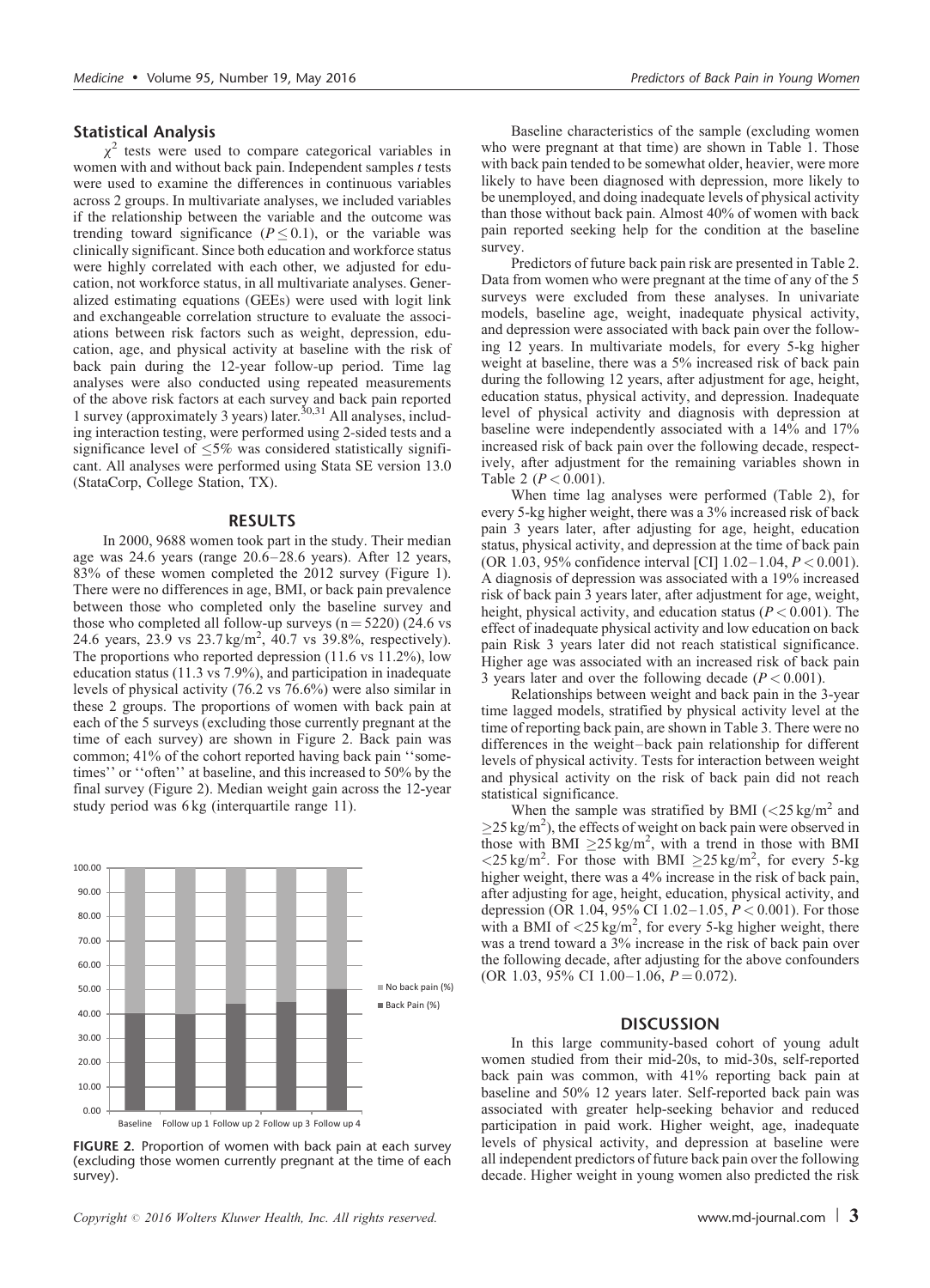## Statistical Analysis

$\chi^2$ tests were used to compare categorical variables in women with and without back pain. Independent samples *t* tests were used to examine the differences in continuous variables across 2 groups. In multivariate analyses, we included variables if the relationship between the variable and the outcome was trending toward significance ($P \leq 0.1$), or the variable was clinically significant. Since both education and workforce status were highly correlated with each other, we adjusted for education, not workforce status, in all multivariate analyses. Generalized estimating equations (GEEs) were used with logit link and exchangeable correlation structure to evaluate the associations between risk factors such as weight, depression, education, age, and physical activity at baseline with the risk of back pain during the 12-year follow-up period. Time lag analyses were also conducted using repeated measurements of the above risk factors at each survey and back pain reported 1 survey (approximately 3 years) later.[30,31] All analyses, including interaction testing, were performed using 2-sided tests and a significance level of $\leq$5% was considered statistically significant. All analyses were performed using Stata SE version 13.0 (StataCorp, College Station, TX).

## RESULTS

In 2000, 9688 women took part in the study. Their median age was 24.6 years (range 20.6–28.6 years). After 12 years, 83% of these women completed the 2012 survey (Figure 1). There were no differences in age, BMI, or back pain prevalence between those who completed only the baseline survey and those who completed all follow-up surveys (n = 5220) (24.6 vs 24.6 years, 23.9 vs 23.7 kg/m$^2$, 40.7 vs 39.8%, respectively). The proportions who reported depression (11.6 vs 11.2%), low education status (11.3 vs 7.9%), and participation in inadequate levels of physical activity (76.2 vs 76.6%) were also similar in these 2 groups. The proportions of women with back pain at each of the 5 surveys (excluding those currently pregnant at the time of each survey) are shown in Figure 2. Back pain was common; 41% of the cohort reported having back pain ''sometimes'' or ''often'' at baseline, and this increased to 50% by the final survey (Figure 2). Median weight gain across the 12-year study period was 6 kg (interquartile range 11).

FIGURE 2. Proportion of women with back pain at each survey (excluding those women currently pregnant at the time of each survey).

Baseline characteristics of the sample (excluding women who were pregnant at that time) are shown in Table 1. Those with back pain tended to be somewhat older, heavier, were more likely to have been diagnosed with depression, more likely to be unemployed, and doing inadequate levels of physical activity than those without back pain. Almost 40% of women with back pain reported seeking help for the condition at the baseline survey.

Predictors of future back pain risk are presented in Table 2. Data from women who were pregnant at the time of any of the 5 surveys were excluded from these analyses. In univariate models, baseline age, weight, inadequate physical activity, and depression were associated with back pain over the following 12 years. In multivariate models, for every 5-kg higher weight at baseline, there was a 5% increased risk of back pain during the following 12 years, after adjustment for age, height, education status, physical activity, and depression. Inadequate level of physical activity and diagnosis with depression at baseline were independently associated with a 14% and 17% increased risk of back pain over the following decade, respectively, after adjustment for the remaining variables shown in Table 2 ($P < 0.001$).

When time lag analyses were performed (Table 2), for every 5-kg higher weight, there was a 3% increased risk of back pain 3 years later, after adjusting for age, height, education status, physical activity, and depression at the time of back pain (OR 1.03, 95% confidence interval [CI] 1.02–1.04, $P < 0.001$). A diagnosis of depression was associated with a 19% increased risk of back pain 3 years later, after adjustment for age, weight, height, physical activity, and education status ($P < 0.001$). The effect of inadequate physical activity and low education on back pain Risk 3 years later did not reach statistical significance. Higher age was associated with an increased risk of back pain 3 years later and over the following decade ($P < 0.001$).

Relationships between weight and back pain in the 3-year time lagged models, stratified by physical activity level at the time of reporting back pain, are shown in Table 3. There were no differences in the weight–back pain relationship for different levels of physical activity. Tests for interaction between weight and physical activity on the risk of back pain did not reach statistical significance.

When the sample was stratified by BMI ($<$25 kg/m$^2$ and $\geq$25 kg/m$^2$), the effects of weight on back pain were observed in those with BMI $\geq$25 kg/m$^2$, with a trend in those with BMI $<$25 kg/m$^2$. For those with BMI $\geq$25 kg/m$^2$, for every 5-kg higher weight, there was a 4% increase in the risk of back pain, after adjusting for age, height, education, physical activity, and depression (OR 1.04, 95% CI 1.02–1.05, $P < 0.001$). For those with a BMI of $<$25 kg/m$^2$, for every 5-kg higher weight, there was a trend toward a 3% increase in the risk of back pain over the following decade, after adjusting for the above confounders (OR 1.03, 95% CI 1.00–1.06, $P = 0.072$).

## DISCUSSION

In this large community-based cohort of young adult women studied from their mid-20s, to mid-30s, self-reported back pain was common, with 41% reporting back pain at baseline and 50% 12 years later. Self-reported back pain was associated with greater help-seeking behavior and reduced participation in paid work. Higher weight, age, inadequate levels of physical activity, and depression at baseline were all independent predictors of future back pain over the following decade. Higher weight in young women also predicted the risk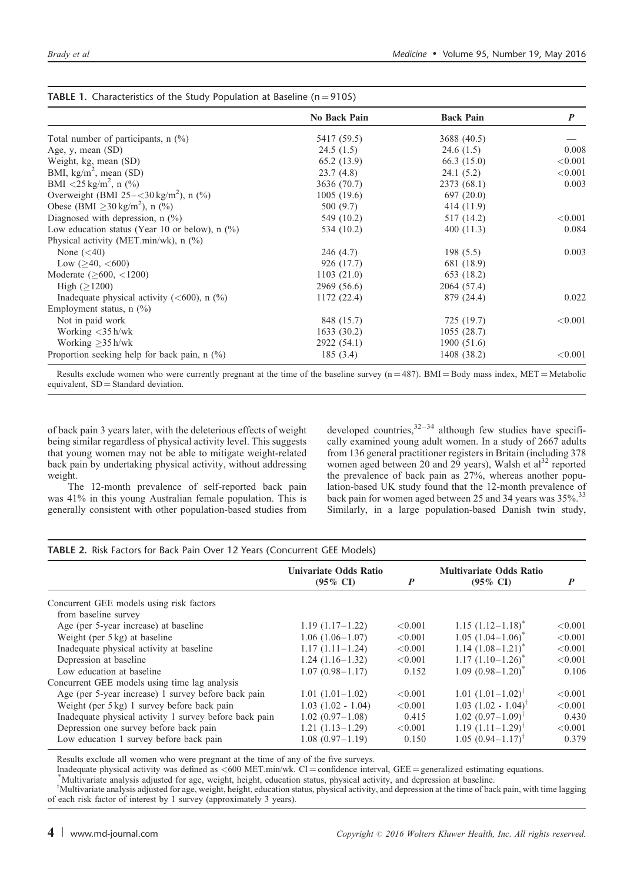**TABLE 1.** Characteristics of the Study Population at Baseline (n = 9105)

| | No Back Pain | Back Pain | *P* |
|---|---|---|---|
| Total number of participants, n (%) | 5417 (59.5) | 3688 (40.5) | — |
| Age, y, mean (SD) | 24.5 (1.5) | 24.6 (1.5) | 0.008 |
| Weight, kg, mean (SD) | 65.2 (13.9) | 66.3 (15.0) | <0.001 |
| BMI, $kg/m^2$, mean (SD) | 23.7 (4.8) | 24.1 (5.2) | <0.001 |
| BMI $<25\,kg/m^2$, n (%) | 3636 (70.7) | 2373 (68.1) | 0.003 |
| Overweight (BMI $25-<30\,kg/m^2$), n (%) | 1005 (19.6) | 697 (20.0) | |
| Obese (BMI $\geq 30\,kg/m^2$), n (%) | 500 (9.7) | 414 (11.9) | |
| Diagnosed with depression, n (%) | 549 (10.2) | 517 (14.2) | <0.001 |
| Low education status (Year 10 or below), n (%) | 534 (10.2) | 400 (11.3) | 0.084 |
| Physical activity (MET.min/wk), n (%) | | | |
| None (<40) | 246 (4.7) | 198 (5.5) | 0.003 |
| Low (≥40, <600) | 926 (17.7) | 681 (18.9) | |
| Moderate (≥600, <1200) | 1103 (21.0) | 653 (18.2) | |
| High (≥1200) | 2969 (56.6) | 2064 (57.4) | |
| Inadequate physical activity (<600), n (%) | 1172 (22.4) | 879 (24.4) | 0.022 |
| Employment status, n (%) | | | |
| Not in paid work | 848 (15.7) | 725 (19.7) | <0.001 |
| Working <35 h/wk | 1633 (30.2) | 1055 (28.7) | |
| Working ≥35 h/wk | 2922 (54.1) | 1900 (51.6) | |
| Proportion seeking help for back pain, n (%) | 185 (3.4) | 1408 (38.2) | <0.001 |

Results exclude women who were currently pregnant at the time of the baseline survey (n = 487). BMI = Body mass index, MET = Metabolic equivalent, SD = Standard deviation.

of back pain 3 years later, with the deleterious effects of weight being similar regardless of physical activity level. This suggests that young women may not be able to mitigate weight-related back pain by undertaking physical activity, without addressing weight.

The 12-month prevalence of self-reported back pain was 41% in this young Australian female population. This is generally consistent with other population-based studies from developed countries,[32–34] although few studies have specifically examined young adult women. In a study of 2667 adults from 136 general practitioner registers in Britain (including 378 women aged between 20 and 29 years), Walsh et al[32] reported the prevalence of back pain as 27%, whereas another population-based UK study found that the 12-month prevalence of back pain for women aged between 25 and 34 years was 35%.[33] Similarly, in a large population-based Danish twin study,

**TABLE 2.** Risk Factors for Back Pain Over 12 Years (Concurrent GEE Models)

| | Univariate Odds Ratio (95% CI) | *P* | Multivariate Odds Ratio (95% CI) | *P* |
|---|---|---|---|---|
| Concurrent GEE models using risk factors from baseline survey | | | | |
| Age (per 5-year increase) at baseline | 1.19 (1.17–1.22) | <0.001 | 1.15 (1.12–1.18)* | <0.001 |
| Weight (per 5 kg) at baseline | 1.06 (1.06–1.07) | <0.001 | 1.05 (1.04–1.06)* | <0.001 |
| Inadequate physical activity at baseline | 1.17 (1.11–1.24) | <0.001 | 1.14 (1.08–1.21)* | <0.001 |
| Depression at baseline | 1.24 (1.16–1.32) | <0.001 | 1.17 (1.10–1.26)* | <0.001 |
| Low education at baseline | 1.07 (0.98–1.17) | 0.152 | 1.09 (0.98–1.20)* | 0.106 |
| Concurrent GEE models using time lag analysis | | | | |
| Age (per 5-year increase) 1 survey before back pain | 1.01 (1.01–1.02) | <0.001 | 1.01 (1.01–1.02)† | <0.001 |
| Weight (per 5 kg) 1 survey before back pain | 1.03 (1.02 - 1.04) | <0.001 | 1.03 (1.02 - 1.04)† | <0.001 |
| Inadequate physical activity 1 survey before back pain | 1.02 (0.97–1.08) | 0.415 | 1.02 (0.97–1.09)† | 0.430 |
| Depression one survey before back pain | 1.21 (1.13–1.29) | <0.001 | 1.19 (1.11–1.29)† | <0.001 |
| Low education 1 survey before back pain | 1.08 (0.97–1.19) | 0.150 | 1.05 (0.94–1.17)† | 0.379 |

Results exclude all women who were pregnant at the time of any of the five surveys.

Inadequate physical activity was defined as <600 MET.min/wk. CI = confidence interval, GEE = generalized estimating equations.

*Multivariate analysis adjusted for age, weight, height, education status, physical activity, and depression at baseline.

†Multivariate analysis adjusted for age, weight, height, education status, physical activity, and depression at the time of back pain, with time lagging of each risk factor of interest by 1 survey (approximately 3 years).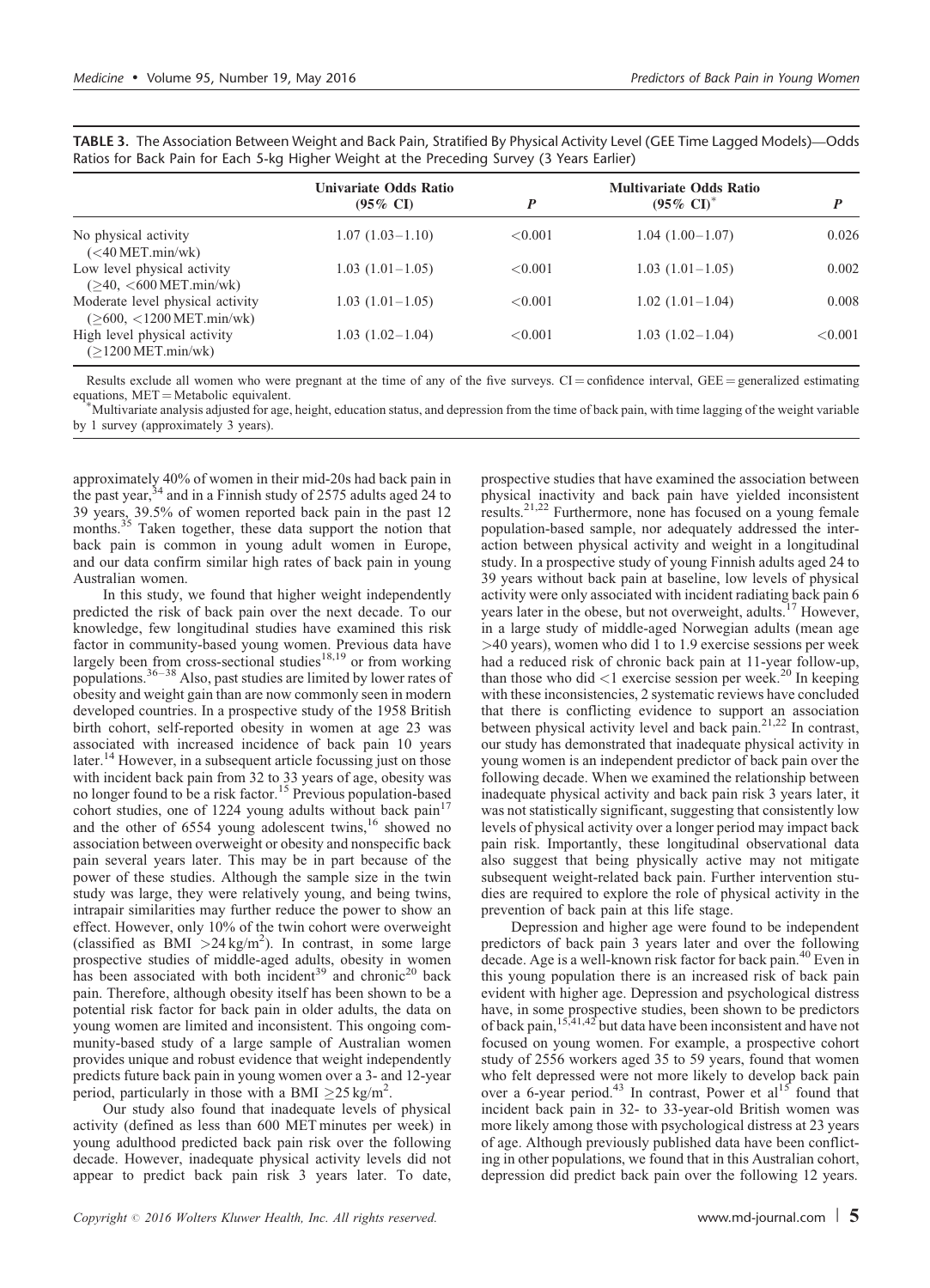**TABLE 3.** The Association Between Weight and Back Pain, Stratified By Physical Activity Level (GEE Time Lagged Models)—Odds Ratios for Back Pain for Each 5-kg Higher Weight at the Preceding Survey (3 Years Earlier)

| | Univariate Odds Ratio (95% CI) | *P* | Multivariate Odds Ratio (95% CI)* | *P* |
|---|---|---|---|---|
| No physical activity (<40 MET.min/wk) | 1.07 (1.03–1.10) | <0.001 | 1.04 (1.00–1.07) | 0.026 |
| Low level physical activity (≥40, <600 MET.min/wk) | 1.03 (1.01–1.05) | <0.001 | 1.03 (1.01–1.05) | 0.002 |
| Moderate level physical activity (≥600, <1200 MET.min/wk) | 1.03 (1.01–1.05) | <0.001 | 1.02 (1.01–1.04) | 0.008 |
| High level physical activity (≥1200 MET.min/wk) | 1.03 (1.02–1.04) | <0.001 | 1.03 (1.02–1.04) | <0.001 |

Results exclude all women who were pregnant at the time of any of the five surveys. CI = confidence interval, GEE = generalized estimating equations, MET = Metabolic equivalent.

*Multivariate analysis adjusted for age, height, education status, and depression from the time of back pain, with time lagging of the weight variable by 1 survey (approximately 3 years).

approximately 40% of women in their mid-20s had back pain in the past year,[34] and in a Finnish study of 2575 adults aged 24 to 39 years, 39.5% of women reported back pain in the past 12 months.[35] Taken together, these data support the notion that back pain is common in young adult women in Europe, and our data confirm similar high rates of back pain in young Australian women.

In this study, we found that higher weight independently predicted the risk of back pain over the next decade. To our knowledge, few longitudinal studies have examined this risk factor in community-based young women. Previous data have largely been from cross-sectional studies[18,19] or from working populations.[36–38] Also, past studies are limited by lower rates of obesity and weight gain than are now commonly seen in modern developed countries. In a prospective study of the 1958 British birth cohort, self-reported obesity in women at age 23 was associated with increased incidence of back pain 10 years later.[14] However, in a subsequent article focussing just on those with incident back pain from 32 to 33 years of age, obesity was no longer found to be a risk factor.[15] Previous population-based cohort studies, one of 1224 young adults without back pain[17] and the other of 6554 young adolescent twins,[16] showed no association between overweight or obesity and nonspecific back pain several years later. This may be in part because of the power of these studies. Although the sample size in the twin study was large, they were relatively young, and being twins, intrapair similarities may further reduce the power to show an effect. However, only 10% of the twin cohort were overweight (classified as BMI $>24\,kg/m^2$). In contrast, in some large prospective studies of middle-aged adults, obesity in women has been associated with both incident[39] and chronic[20] back pain. Therefore, although obesity itself has been shown to be a potential risk factor for back pain in older adults, the data on young women are limited and inconsistent. This ongoing community-based study of a large sample of Australian women provides unique and robust evidence that weight independently predicts future back pain in young women over a 3- and 12-year period, particularly in those with a BMI $\geq 25\,kg/m^2$.

Our study also found that inadequate levels of physical activity (defined as less than 600 MET minutes per week) in young adulthood predicted back pain risk over the following decade. However, inadequate physical activity levels did not appear to predict back pain risk 3 years later. To date, prospective studies that have examined the association between physical inactivity and back pain have yielded inconsistent results.[21,22] Furthermore, none has focused on a young female population-based sample, nor adequately addressed the interaction between physical activity and weight in a longitudinal study. In a prospective study of young Finnish adults aged 24 to 39 years without back pain at baseline, low levels of physical activity were only associated with incident radiating back pain 6 years later in the obese, but not overweight, adults.[17] However, in a large study of middle-aged Norwegian adults (mean age >40 years), women who did 1 to 1.9 exercise sessions per week had a reduced risk of chronic back pain at 11-year follow-up, than those who did <1 exercise session per week.[20] In keeping with these inconsistencies, 2 systematic reviews have concluded that there is conflicting evidence to support an association between physical activity level and back pain.[21,22] In contrast, our study has demonstrated that inadequate physical activity in young women is an independent predictor of back pain over the following decade. When we examined the relationship between inadequate physical activity and back pain risk 3 years later, it was not statistically significant, suggesting that consistently low levels of physical activity over a longer period may impact back pain risk. Importantly, these longitudinal observational data also suggest that being physically active may not mitigate subsequent weight-related back pain. Further intervention studies are required to explore the role of physical activity in the prevention of back pain at this life stage.

Depression and higher age were found to be independent predictors of back pain 3 years later and over the following decade. Age is a well-known risk factor for back pain.[40] Even in this young population there is an increased risk of back pain evident with higher age. Depression and psychological distress have, in some prospective studies, been shown to be predictors of back pain,[15,41,42] but data have been inconsistent and have not focused on young women. For example, a prospective cohort study of 2556 workers aged 35 to 59 years, found that women who felt depressed were not more likely to develop back pain over a 6-year period.[43] In contrast, Power et al[15] found that incident back pain in 32- to 33-year-old British women was more likely among those with psychological distress at 23 years of age. Although previously published data have been conflicting in other populations, we found that in this Australian cohort, depression did predict back pain over the following 12 years.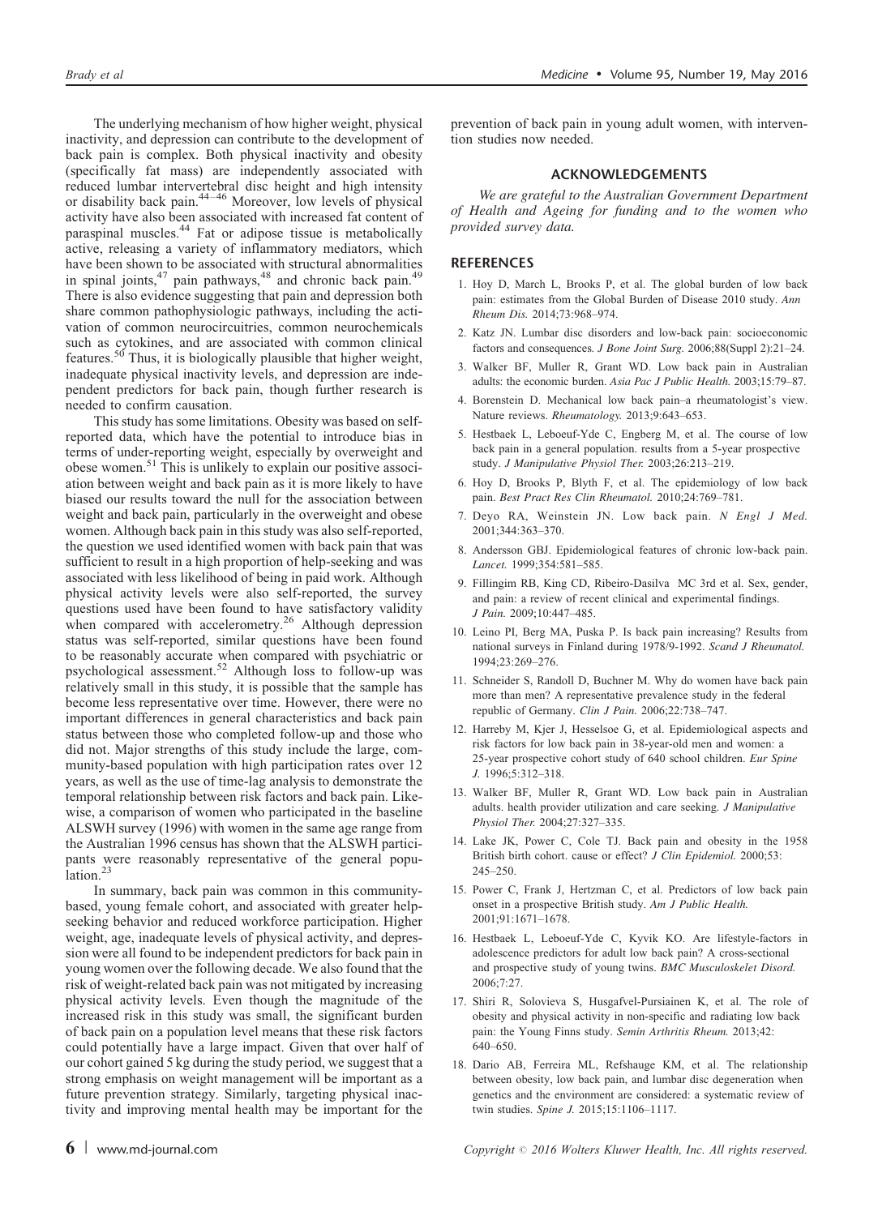The underlying mechanism of how higher weight, physical inactivity, and depression can contribute to the development of back pain is complex. Both physical inactivity and obesity (specifically fat mass) are independently associated with reduced lumbar intervertebral disc height and high intensity or disability back pain.[44–46] Moreover, low levels of physical activity have also been associated with increased fat content of paraspinal muscles.[44] Fat or adipose tissue is metabolically active, releasing a variety of inflammatory mediators, which have been shown to be associated with structural abnormalities in spinal joints,[47] pain pathways,[48] and chronic back pain.[49] There is also evidence suggesting that pain and depression both share common pathophysiologic pathways, including the activation of common neurocircuitries, common neurochemicals such as cytokines, and are associated with common clinical features.[50] Thus, it is biologically plausible that higher weight, inadequate physical inactivity levels, and depression are independent predictors for back pain, though further research is needed to confirm causation.

This study has some limitations. Obesity was based on self-reported data, which have the potential to introduce bias in terms of under-reporting weight, especially by overweight and obese women.[51] This is unlikely to explain our positive association between weight and back pain as it is more likely to have biased our results toward the null for the association between weight and back pain, particularly in the overweight and obese women. Although back pain in this study was also self-reported, the question we used identified women with back pain that was sufficient to result in a high proportion of help-seeking and was associated with less likelihood of being in paid work. Although physical activity levels were also self-reported, the survey questions used have been found to have satisfactory validity when compared with accelerometry.[26] Although depression status was self-reported, similar questions have been found to be reasonably accurate when compared with psychiatric or psychological assessment.[52] Although loss to follow-up was relatively small in this study, it is possible that the sample has become less representative over time. However, there were no important differences in general characteristics and back pain status between those who completed follow-up and those who did not. Major strengths of this study include the large, community-based population with high participation rates over 12 years, as well as the use of time-lag analysis to demonstrate the temporal relationship between risk factors and back pain. Likewise, a comparison of women who participated in the baseline ALSWH survey (1996) with women in the same age range from the Australian 1996 census has shown that the ALSWH participants were reasonably representative of the general population.[23]

In summary, back pain was common in this community-based, young female cohort, and associated with greater help-seeking behavior and reduced workforce participation. Higher weight, age, inadequate levels of physical activity, and depression were all found to be independent predictors for back pain in young women over the following decade. We also found that the risk of weight-related back pain was not mitigated by increasing physical activity levels. Even though the magnitude of the increased risk in this study was small, the significant burden of back pain on a population level means that these risk factors could potentially have a large impact. Given that over half of our cohort gained 5 kg during the study period, we suggest that a strong emphasis on weight management will be important as a future prevention strategy. Similarly, targeting physical inactivity and improving mental health may be important for the prevention of back pain in young adult women, with intervention studies now needed.

## ACKNOWLEDGEMENTS

*We are grateful to the Australian Government Department of Health and Ageing for funding and to the women who provided survey data.*

## REFERENCES

1. Hoy D, March L, Brooks P, et al. The global burden of low back pain: estimates from the Global Burden of Disease 2010 study. *Ann Rheum Dis.* 2014;73:968–974.
2. Katz JN. Lumbar disc disorders and low-back pain: socioeconomic factors and consequences. *J Bone Joint Surg.* 2006;88(Suppl 2):21–24.
3. Walker BF, Muller R, Grant WD. Low back pain in Australian adults: the economic burden. *Asia Pac J Public Health.* 2003;15:79–87.
4. Borenstein D. Mechanical low back pain–a rheumatologist's view. Nature reviews. *Rheumatology.* 2013;9:643–653.
5. Hestbaek L, Leboeuf-Yde C, Engberg M, et al. The course of low back pain in a general population. results from a 5-year prospective study. *J Manipulative Physiol Ther.* 2003;26:213–219.
6. Hoy D, Brooks P, Blyth F, et al. The epidemiology of low back pain. *Best Pract Res Clin Rheumatol.* 2010;24:769–781.
7. Deyo RA, Weinstein JN. Low back pain. *N Engl J Med.* 2001;344:363–370.
8. Andersson GBJ. Epidemiological features of chronic low-back pain. *Lancet.* 1999;354:581–585.
9. Fillingim RB, King CD, Ribeiro-Dasilva MC 3rd et al. Sex, gender, and pain: a review of recent clinical and experimental findings. *J Pain.* 2009;10:447–485.
10. Leino PI, Berg MA, Puska P. Is back pain increasing? Results from national surveys in Finland during 1978/9-1992. *Scand J Rheumatol.* 1994;23:269–276.
11. Schneider S, Randoll D, Buchner M. Why do women have back pain more than men? A representative prevalence study in the federal republic of Germany. *Clin J Pain.* 2006;22:738–747.
12. Harreby M, Kjer J, Hesselsoe G, et al. Epidemiological aspects and risk factors for low back pain in 38-year-old men and women: a 25-year prospective cohort study of 640 school children. *Eur Spine J.* 1996;5:312–318.
13. Walker BF, Muller R, Grant WD. Low back pain in Australian adults. health provider utilization and care seeking. *J Manipulative Physiol Ther.* 2004;27:327–335.
14. Lake JK, Power C, Cole TJ. Back pain and obesity in the 1958 British birth cohort. cause or effect? *J Clin Epidemiol.* 2000;53: 245–250.
15. Power C, Frank J, Hertzman C, et al. Predictors of low back pain onset in a prospective British study. *Am J Public Health.* 2001;91:1671–1678.
16. Hestbaek L, Leboeuf-Yde C, Kyvik KO. Are lifestyle-factors in adolescence predictors for adult low back pain? A cross-sectional and prospective study of young twins. *BMC Musculoskelet Disord.* 2006;7:27.
17. Shiri R, Solovieva S, Husgafvel-Pursiainen K, et al. The role of obesity and physical activity in non-specific and radiating low back pain: the Young Finns study. *Semin Arthritis Rheum.* 2013;42: 640–650.
18. Dario AB, Ferreira ML, Refshauge KM, et al. The relationship between obesity, low back pain, and lumbar disc degeneration when genetics and the environment are considered: a systematic review of twin studies. *Spine J.* 2015;15:1106–1117.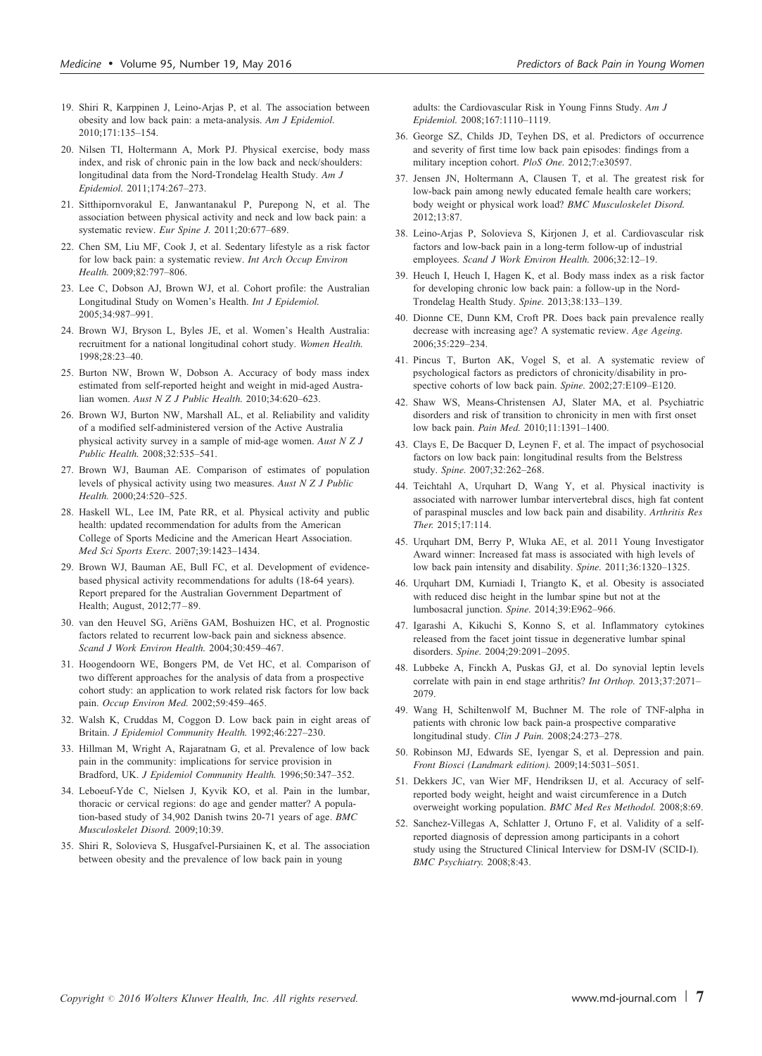19. Shiri R, Karppinen J, Leino-Arjas P, et al. The association between obesity and low back pain: a meta-analysis. *Am J Epidemiol.* 2010;171:135–154.
20. Nilsen TI, Holtermann A, Mork PJ. Physical exercise, body mass index, and risk of chronic pain in the low back and neck/shoulders: longitudinal data from the Nord-Trondelag Health Study. *Am J Epidemiol.* 2011;174:267–273.
21. Sitthipornvorakul E, Janwantanakul P, Purepong N, et al. The association between physical activity and neck and low back pain: a systematic review. *Eur Spine J.* 2011;20:677–689.
22. Chen SM, Liu MF, Cook J, et al. Sedentary lifestyle as a risk factor for low back pain: a systematic review. *Int Arch Occup Environ Health.* 2009;82:797–806.
23. Lee C, Dobson AJ, Brown WJ, et al. Cohort profile: the Australian Longitudinal Study on Women's Health. *Int J Epidemiol.* 2005;34:987–991.
24. Brown WJ, Bryson L, Byles JE, et al. Women's Health Australia: recruitment for a national longitudinal cohort study. *Women Health.* 1998;28:23–40.
25. Burton NW, Brown W, Dobson A. Accuracy of body mass index estimated from self-reported height and weight in mid-aged Australian women. *Aust N Z J Public Health.* 2010;34:620–623.
26. Brown WJ, Burton NW, Marshall AL, et al. Reliability and validity of a modified self-administered version of the Active Australia physical activity survey in a sample of mid-age women. *Aust N Z J Public Health.* 2008;32:535–541.
27. Brown WJ, Bauman AE. Comparison of estimates of population levels of physical activity using two measures. *Aust N Z J Public Health.* 2000;24:520–525.
28. Haskell WL, Lee IM, Pate RR, et al. Physical activity and public health: updated recommendation for adults from the American College of Sports Medicine and the American Heart Association. *Med Sci Sports Exerc.* 2007;39:1423–1434.
29. Brown WJ, Bauman AE, Bull FC, et al. Development of evidence-based physical activity recommendations for adults (18-64 years). Report prepared for the Australian Government Department of Health; August, 2012;77–89.
30. van den Heuvel SG, Ariëns GAM, Boshuizen HC, et al. Prognostic factors related to recurrent low-back pain and sickness absence. *Scand J Work Environ Health.* 2004;30:459–467.
31. Hoogendoorn WE, Bongers PM, de Vet HC, et al. Comparison of two different approaches for the analysis of data from a prospective cohort study: an application to work related risk factors for low back pain. *Occup Environ Med.* 2002;59:459–465.
32. Walsh K, Cruddas M, Coggon D. Low back pain in eight areas of Britain. *J Epidemiol Community Health.* 1992;46:227–230.
33. Hillman M, Wright A, Rajaratnam G, et al. Prevalence of low back pain in the community: implications for service provision in Bradford, UK. *J Epidemiol Community Health.* 1996;50:347–352.
34. Leboeuf-Yde C, Nielsen J, Kyvik KO, et al. Pain in the lumbar, thoracic or cervical regions: do age and gender matter? A population-based study of 34,902 Danish twins 20-71 years of age. *BMC Musculoskelet Disord.* 2009;10:39.
35. Shiri R, Solovieva S, Husgafvel-Pursiainen K, et al. The association between obesity and the prevalence of low back pain in young adults: the Cardiovascular Risk in Young Finns Study. *Am J Epidemiol.* 2008;167:1110–1119.
36. George SZ, Childs JD, Teyhen DS, et al. Predictors of occurrence and severity of first time low back pain episodes: findings from a military inception cohort. *PloS One.* 2012;7:e30597.
37. Jensen JN, Holtermann A, Clausen T, et al. The greatest risk for low-back pain among newly educated female health care workers; body weight or physical work load? *BMC Musculoskelet Disord.* 2012;13:87.
38. Leino-Arjas P, Solovieva S, Kirjonen J, et al. Cardiovascular risk factors and low-back pain in a long-term follow-up of industrial employees. *Scand J Work Environ Health.* 2006;32:12–19.
39. Heuch I, Heuch I, Hagen K, et al. Body mass index as a risk factor for developing chronic low back pain: a follow-up in the Nord-Trondelag Health Study. *Spine.* 2013;38:133–139.
40. Dionne CE, Dunn KM, Croft PR. Does back pain prevalence really decrease with increasing age? A systematic review. *Age Ageing.* 2006;35:229–234.
41. Pincus T, Burton AK, Vogel S, et al. A systematic review of psychological factors as predictors of chronicity/disability in prospective cohorts of low back pain. *Spine.* 2002;27:E109–E120.
42. Shaw WS, Means-Christensen AJ, Slater MA, et al. Psychiatric disorders and risk of transition to chronicity in men with first onset low back pain. *Pain Med.* 2010;11:1391–1400.
43. Clays E, De Bacquer D, Leynen F, et al. The impact of psychosocial factors on low back pain: longitudinal results from the Belstress study. *Spine.* 2007;32:262–268.
44. Teichtahl A, Urquhart D, Wang Y, et al. Physical inactivity is associated with narrower lumbar intervertebral discs, high fat content of paraspinal muscles and low back pain and disability. *Arthritis Res Ther.* 2015;17:114.
45. Urquhart DM, Berry P, Wluka AE, et al. 2011 Young Investigator Award winner: Increased fat mass is associated with high levels of low back pain intensity and disability. *Spine.* 2011;36:1320–1325.
46. Urquhart DM, Kurniadi I, Triangto K, et al. Obesity is associated with reduced disc height in the lumbar spine but not at the lumbosacral junction. *Spine.* 2014;39:E962–966.
47. Igarashi A, Kikuchi S, Konno S, et al. Inflammatory cytokines released from the facet joint tissue in degenerative lumbar spinal disorders. *Spine.* 2004;29:2091–2095.
48. Lubbeke A, Finckh A, Puskas GJ, et al. Do synovial leptin levels correlate with pain in end stage arthritis? *Int Orthop.* 2013;37:2071–2079.
49. Wang H, Schiltenwolf M, Buchner M. The role of TNF-alpha in patients with chronic low back pain-a prospective comparative longitudinal study. *Clin J Pain.* 2008;24:273–278.
50. Robinson MJ, Edwards SE, Iyengar S, et al. Depression and pain. *Front Biosci (Landmark edition).* 2009;14:5031–5051.
51. Dekkers JC, van Wier MF, Hendriksen IJ, et al. Accuracy of self-reported body weight, height and waist circumference in a Dutch overweight working population. *BMC Med Res Methodol.* 2008;8:69.
52. Sanchez-Villegas A, Schlatter J, Ortuno F, et al. Validity of a self-reported diagnosis of depression among participants in a cohort study using the Structured Clinical Interview for DSM-IV (SCID-I). *BMC Psychiatry.* 2008;8:43.